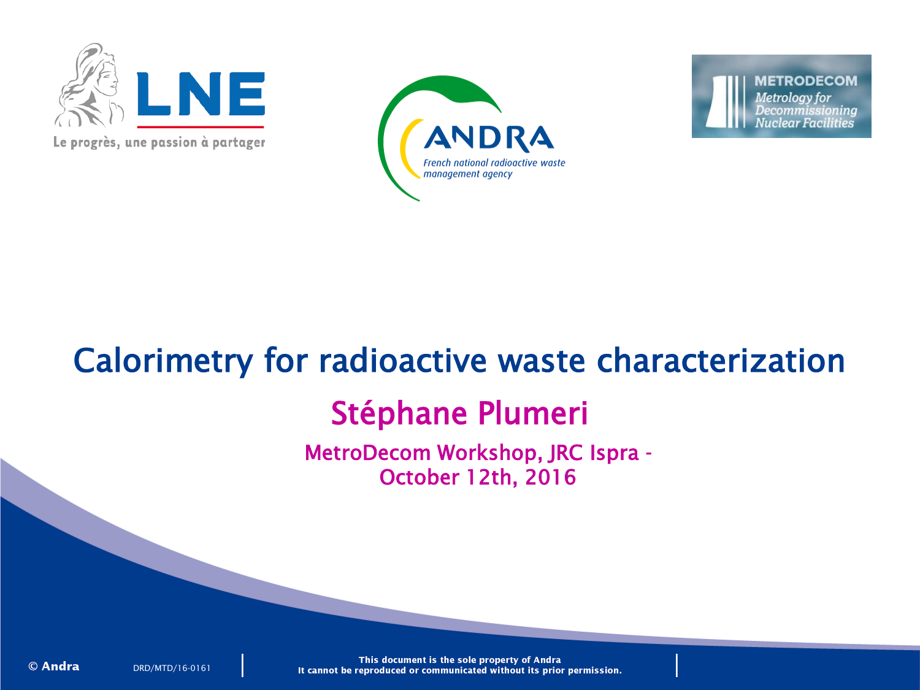LNE

Le progrès, une passion à partager

ANDRA

*French national radioactive waste management agency*

METRODECOM

*Metrology for Decommissioning Nuclear Facilities*

# Calorimetry for radioactive waste characterization

## Stéphane Plumeri

MetroDecom Workshop, JRC Ispra - October 12th, 2016

© Andra

DRD/MTD/16-0161

This document is the sole property of Andra
It cannot be reproduced or communicated without its prior permission.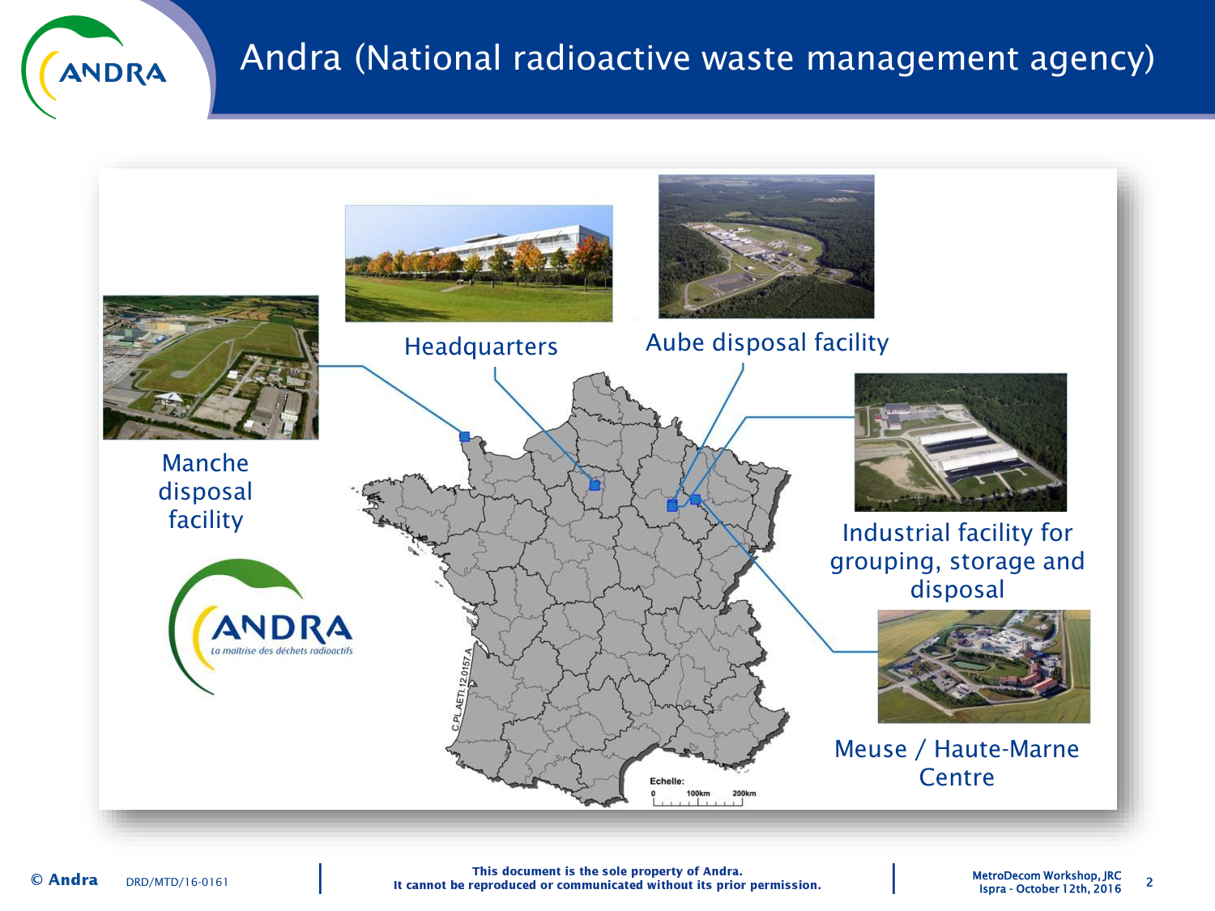# Andra (National radioactive waste management agency)

Manche disposal facility

Headquarters

Aube disposal facility

Industrial facility for grouping, storage and disposal

Meuse / Haute-Marne Centre

ANDRA
*La maîtrise des déchets radioactifs*

Echelle: 0 100km 200km

C.PL.AETI.12.0157.A

© Andra DRD/MTD/16-0161

**This document is the sole property of Andra. It cannot be reproduced or communicated without its prior permission.**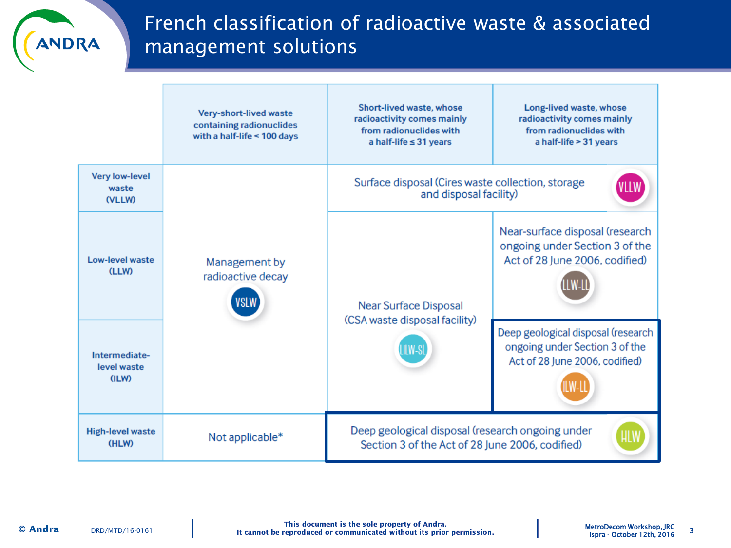# French classification of radioactive waste & associated management solutions

| | Very-short-lived waste containing radionuclides with a half-life < 100 days | Short-lived waste, whose radioactivity comes mainly from radionuclides with a half-life ≤ 31 years | Long-lived waste, whose radioactivity comes mainly from radionuclides with a half-life > 31 years |
|---|---|---|---|
| Very low-level waste (VLLW) | Management by radioactive decay (VSLW) | Surface disposal (Cires waste collection, storage and disposal facility) (VLLW) | Surface disposal (Cires waste collection, storage and disposal facility) (VLLW) |
| Low-level waste (LLW) | Management by radioactive decay (VSLW) | Near Surface Disposal (CSA waste disposal facility) (LILW-SL) | Near-surface disposal (research ongoing under Section 3 of the Act of 28 June 2006, codified) (LLW-LL) |
| Intermediate-level waste (ILW) | Management by radioactive decay (VSLW) | Near Surface Disposal (CSA waste disposal facility) (LILW-SL) | Deep geological disposal (research ongoing under Section 3 of the Act of 28 June 2006, codified) (ILW-LL) |
| High-level waste (HLW) | Not applicable* | Deep geological disposal (research ongoing under Section 3 of the Act of 28 June 2006, codified) (HLW) | Deep geological disposal (research ongoing under Section 3 of the Act of 28 June 2006, codified) (HLW) |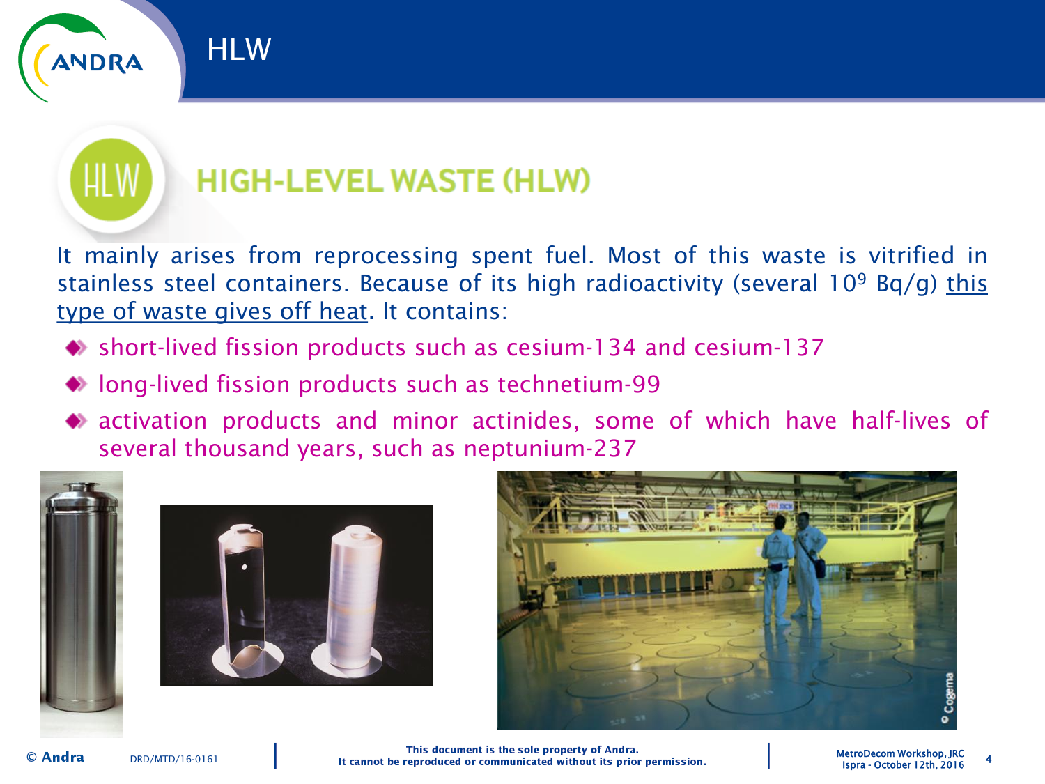# HLW

## HIGH-LEVEL WASTE (HLW)

It mainly arises from reprocessing spent fuel. Most of this waste is vitrified in stainless steel containers. Because of its high radioactivity (several $10^9$ Bq/g) this type of waste gives off heat. It contains:

- short-lived fission products such as cesium-134 and cesium-137
- long-lived fission products such as technetium-99
- activation products and minor actinides, some of which have half-lives of several thousand years, such as neptunium-237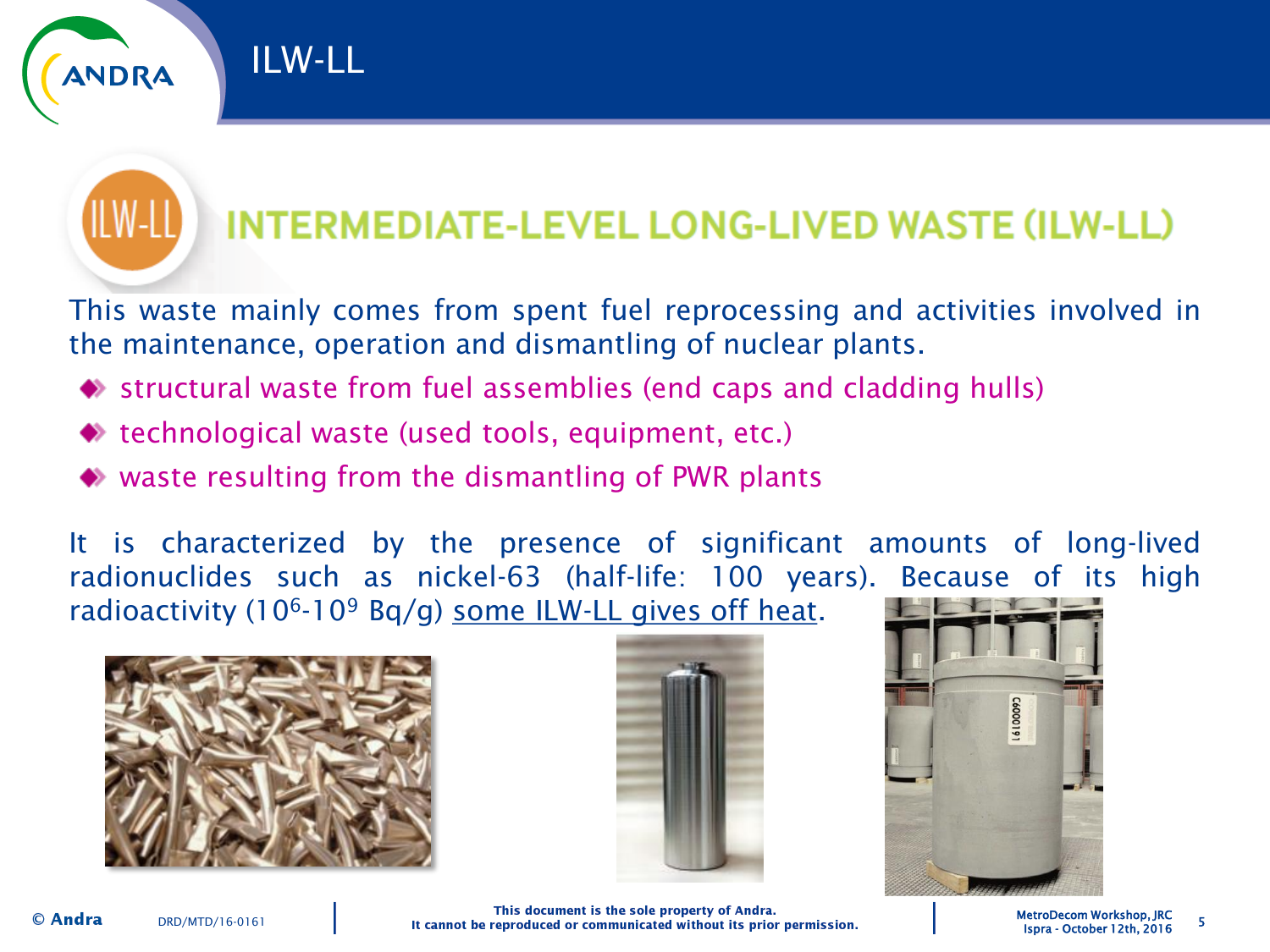# ILW-LL

## INTERMEDIATE-LEVEL LONG-LIVED WASTE (ILW-LL)

This waste mainly comes from spent fuel reprocessing and activities involved in the maintenance, operation and dismantling of nuclear plants.

- structural waste from fuel assemblies (end caps and cladding hulls)
- technological waste (used tools, equipment, etc.)
- waste resulting from the dismantling of PWR plants

It is characterized by the presence of significant amounts of long-lived radionuclides such as nickel-63 (half-life: 100 years). Because of its high radioactivity ($10^6$-$10^9$ Bq/g) some ILW-LL gives off heat.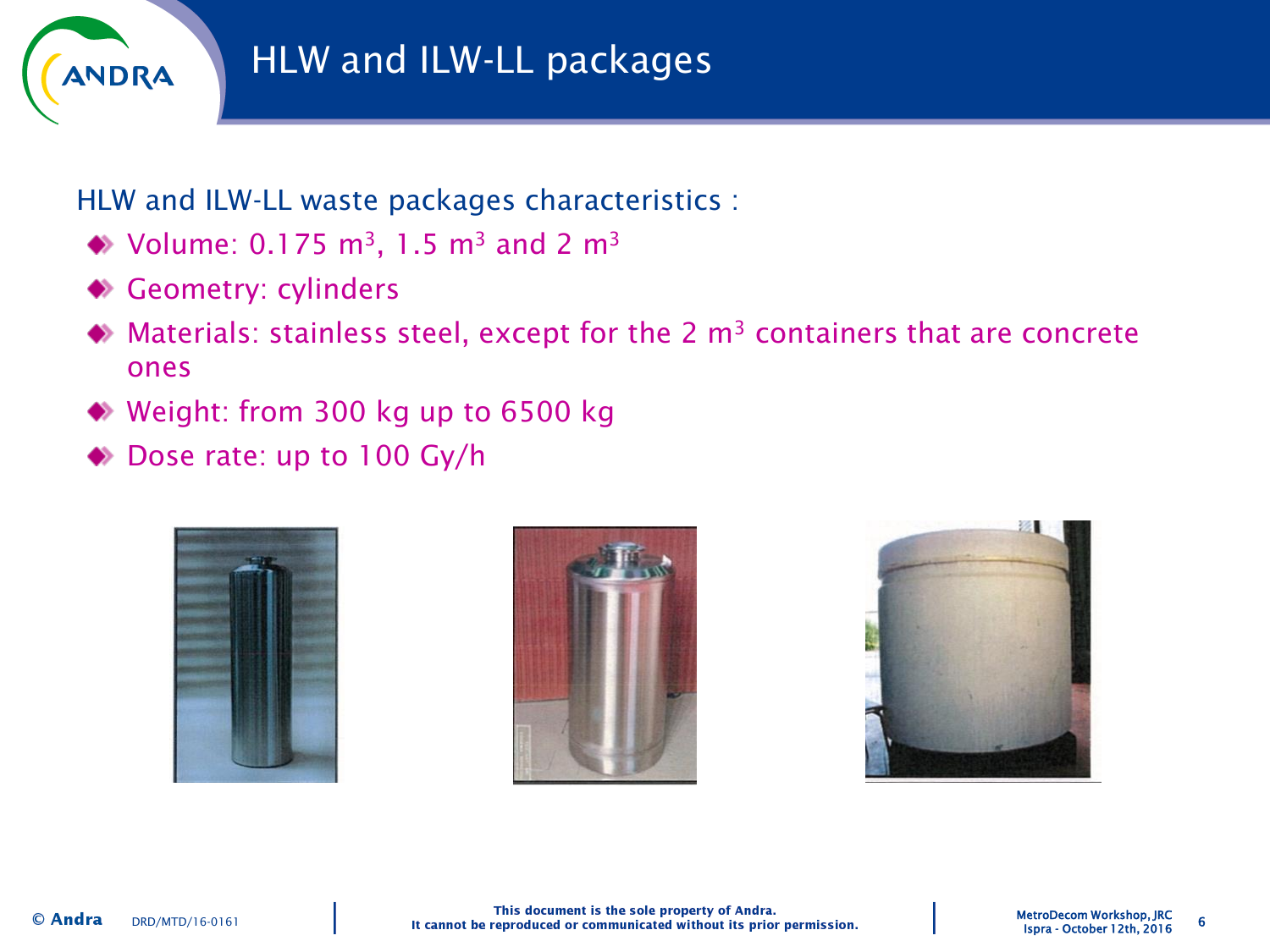# HLW and ILW-LL packages

HLW and ILW-LL waste packages characteristics :

- Volume: 0.175 $m^3$, 1.5 $m^3$ and 2 $m^3$
- Geometry: cylinders
- Materials: stainless steel, except for the 2 $m^3$ containers that are concrete ones
- Weight: from 300 kg up to 6500 kg
- Dose rate: up to 100 Gy/h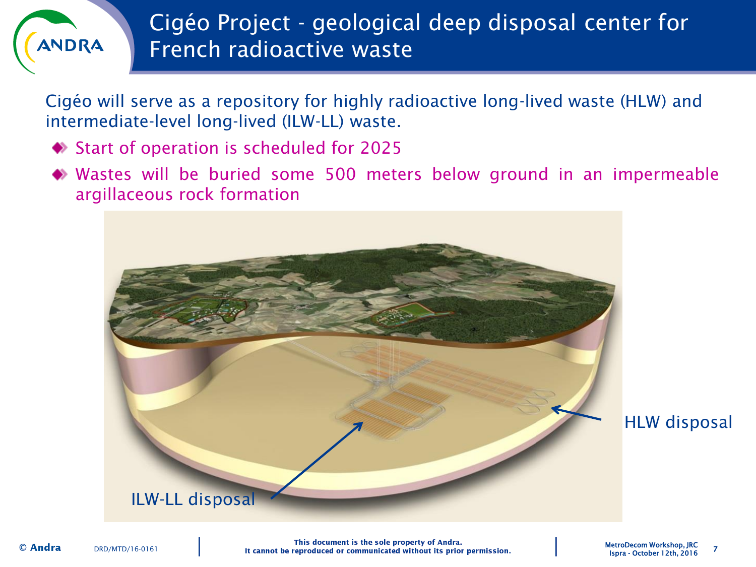# Cigéo Project - geological deep disposal center for French radioactive waste

Cigéo will serve as a repository for highly radioactive long-lived waste (HLW) and intermediate-level long-lived (ILW-LL) waste.

- Start of operation is scheduled for 2025
- Wastes will be buried some 500 meters below ground in an impermeable argillaceous rock formation

HLW disposal

ILW-LL disposal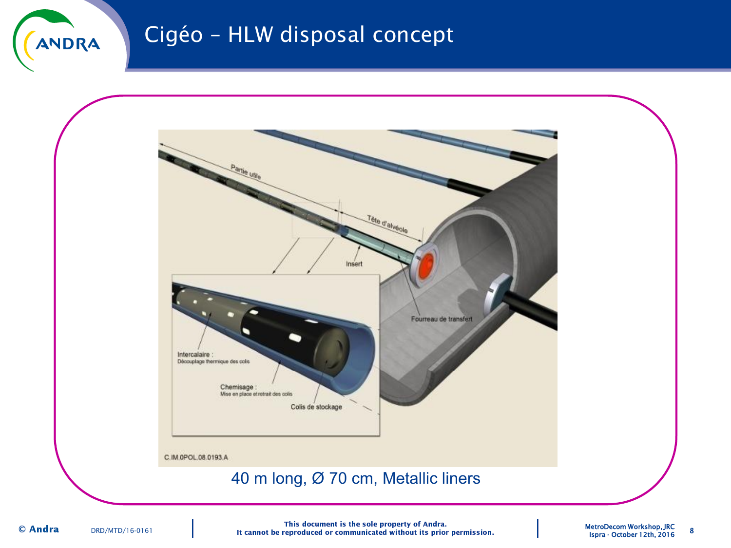# Cigéo – HLW disposal concept

Partie utile

Tête d'alvéole

Insert

Fourreau de transfert

Intercalaire : Découplage thermique des colis

Chemisage : Mise en place et retrait des colis

Colis de stockage

C.IM.0POL.08.0193.A

40 m long, Ø 70 cm, Metallic liners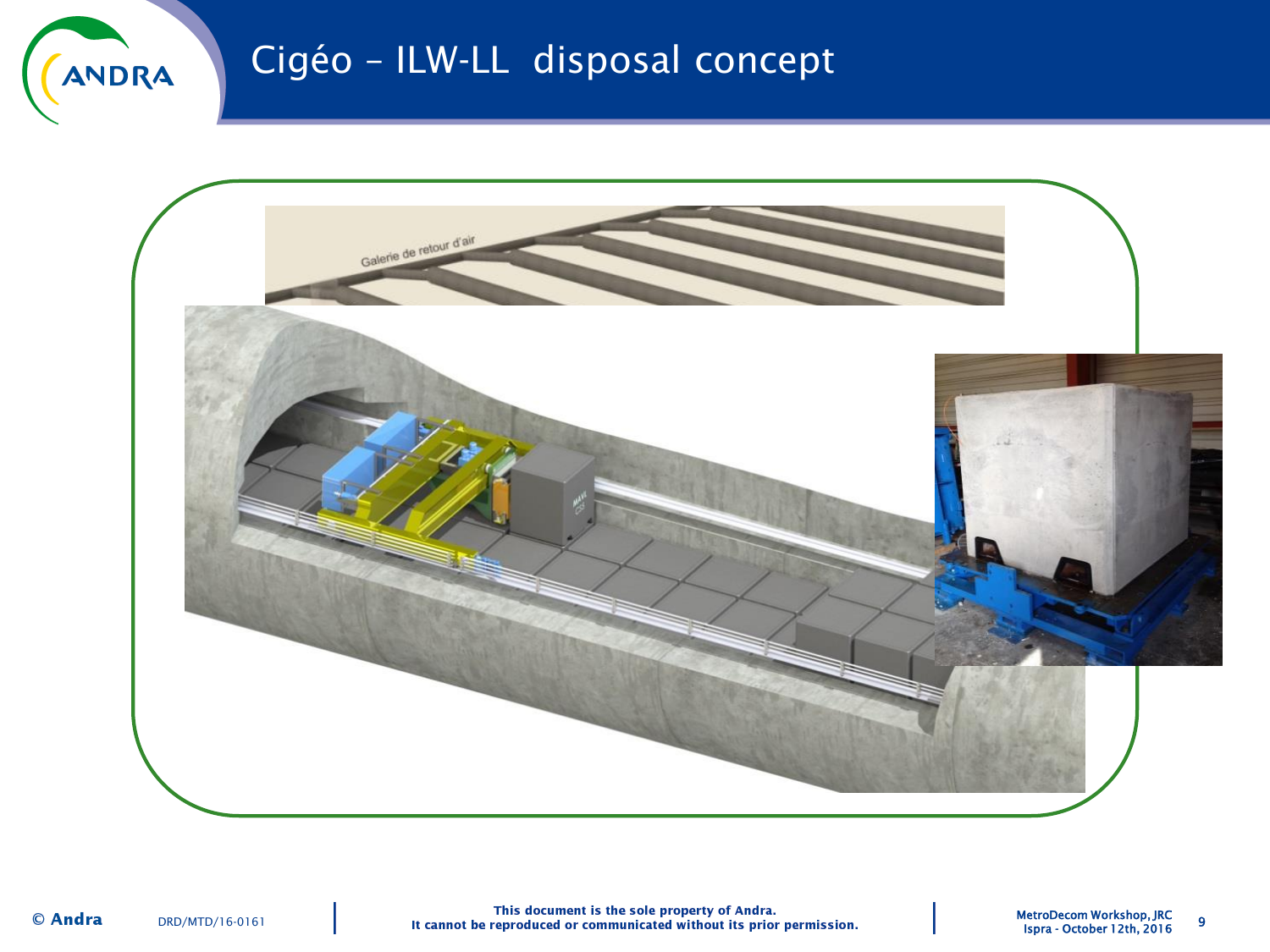# Cigéo – ILW-LL disposal concept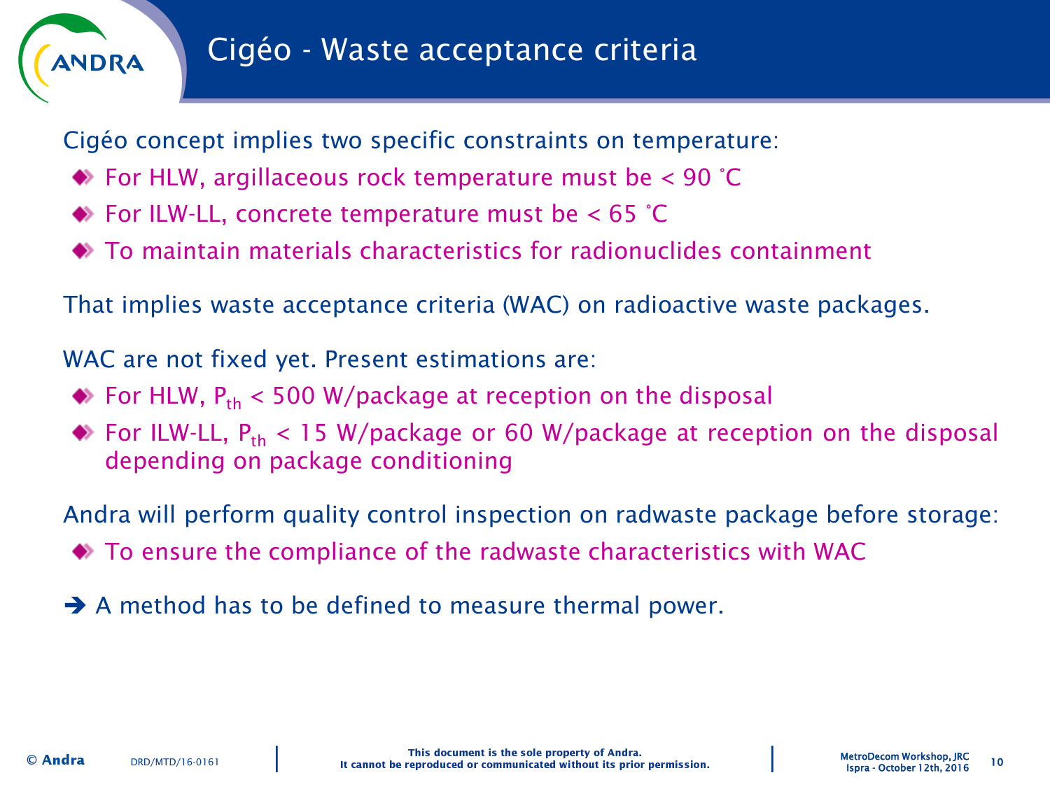# Cigéo - Waste acceptance criteria

Cigéo concept implies two specific constraints on temperature:

- For HLW, argillaceous rock temperature must be < 90 °C
- For ILW-LL, concrete temperature must be < 65 °C
- To maintain materials characteristics for radionuclides containment

That implies waste acceptance criteria (WAC) on radioactive waste packages.

WAC are not fixed yet. Present estimations are:

- For HLW, $P_{th}$ < 500 W/package at reception on the disposal
- For ILW-LL, $P_{th}$ < 15 W/package or 60 W/package at reception on the disposal depending on package conditioning

Andra will perform quality control inspection on radwaste package before storage:

- To ensure the compliance of the radwaste characteristics with WAC

➔ A method has to be defined to measure thermal power.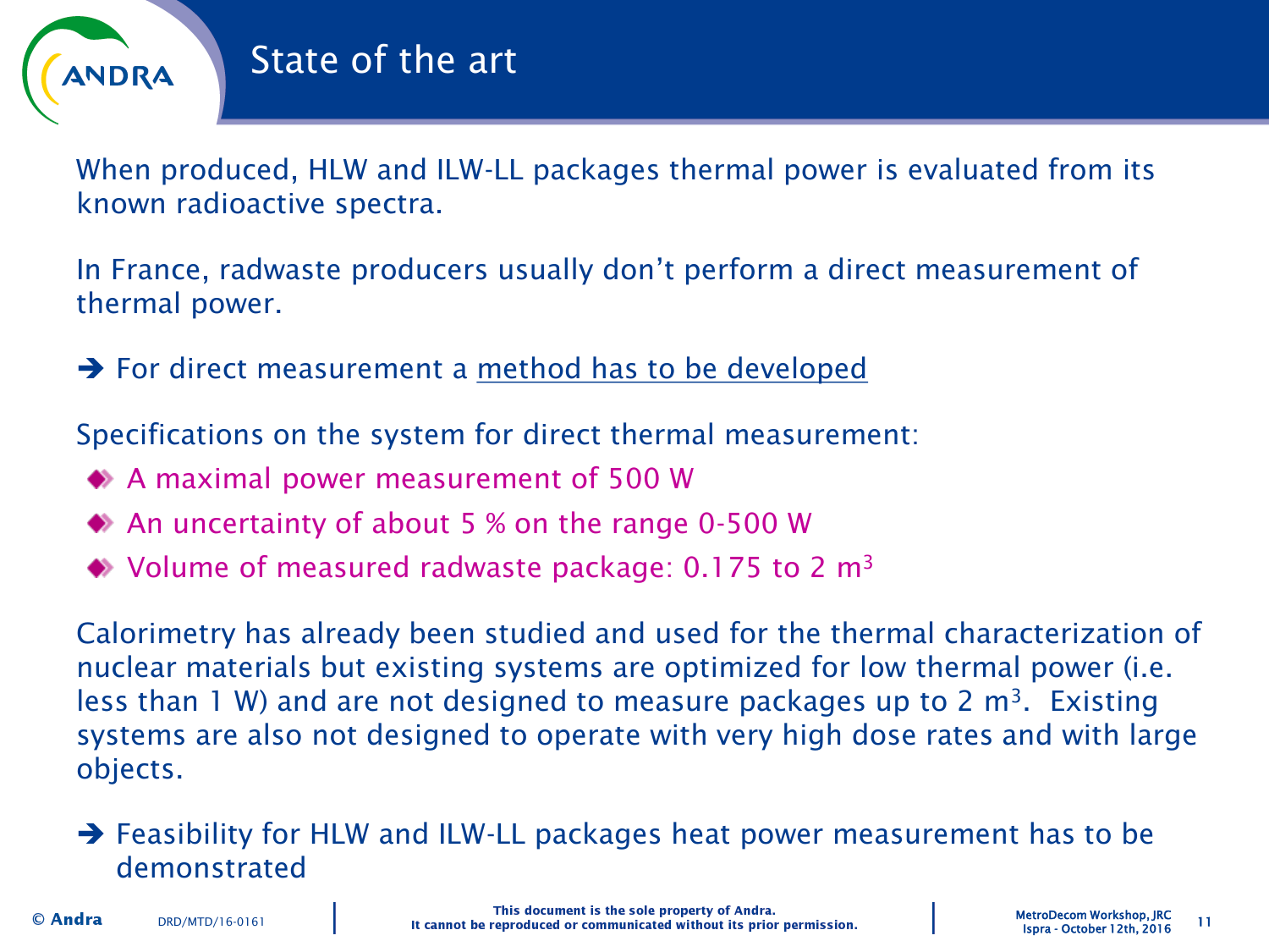# State of the art

When produced, HLW and ILW-LL packages thermal power is evaluated from its known radioactive spectra.

In France, radwaste producers usually don't perform a direct measurement of thermal power.

➔ For direct measurement a <u>method has to be developed</u>

Specifications on the system for direct thermal measurement:

- A maximal power measurement of 500 W
- An uncertainty of about 5 % on the range 0-500 W
- Volume of measured radwaste package: 0.175 to 2 $m^3$

Calorimetry has already been studied and used for the thermal characterization of nuclear materials but existing systems are optimized for low thermal power (i.e. less than 1 W) and are not designed to measure packages up to 2 $m^3$. Existing systems are also not designed to operate with very high dose rates and with large objects.

➔ Feasibility for HLW and ILW-LL packages heat power measurement has to be demonstrated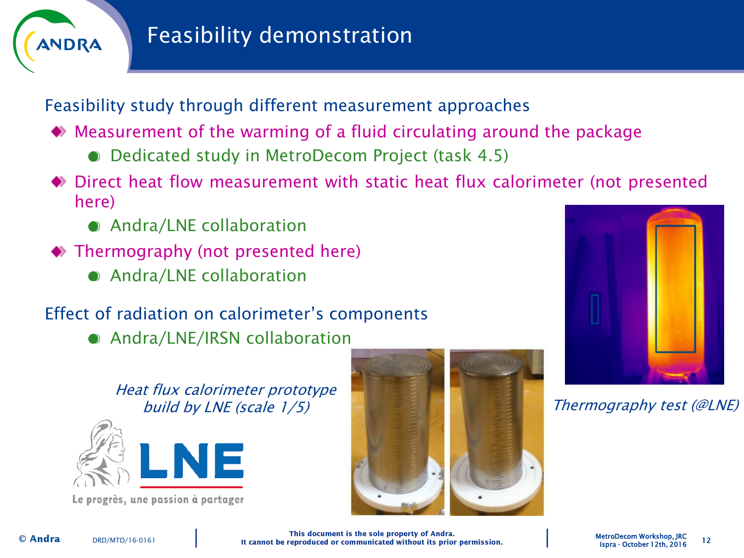# Feasibility demonstration

Feasibility study through different measurement approaches

- Measurement of the warming of a fluid circulating around the package
  - Dedicated study in MetroDecom Project (task 4.5)
- Direct heat flow measurement with static heat flux calorimeter (not presented here)
  - Andra/LNE collaboration
- Thermography (not presented here)
  - Andra/LNE collaboration

Effect of radiation on calorimeter's components

- Andra/LNE/IRSN collaboration

*Heat flux calorimeter prototype build by LNE (scale 1/5)*

*Thermography test (@LNE)*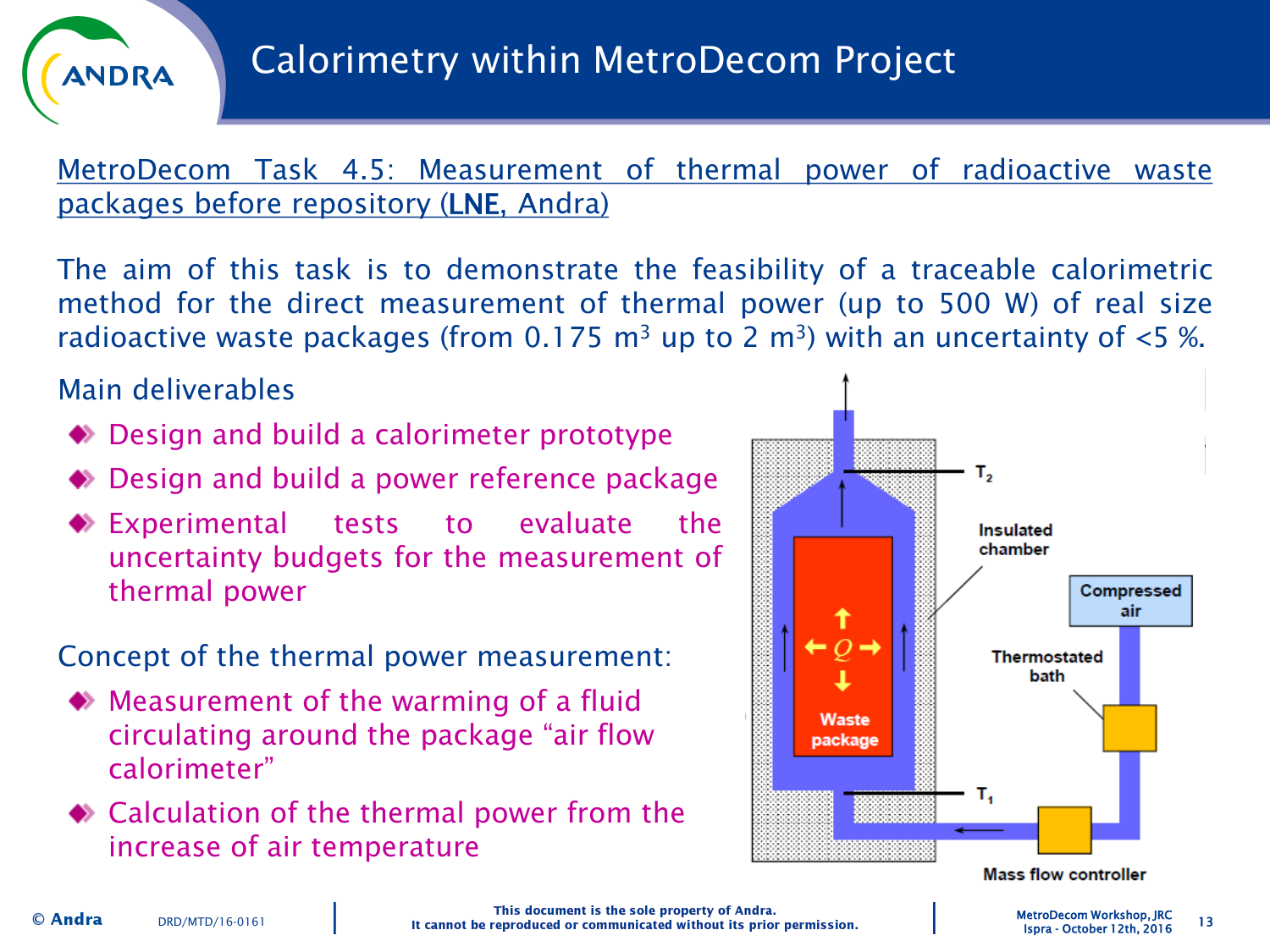# Calorimetry within MetroDecom Project

MetroDecom Task 4.5: Measurement of thermal power of radioactive waste packages before repository (LNE, Andra)

The aim of this task is to demonstrate the feasibility of a traceable calorimetric method for the direct measurement of thermal power (up to 500 W) of real size radioactive waste packages (from 0.175 $m^3$ up to 2 $m^3$) with an uncertainty of <5 %.

Main deliverables

- Design and build a calorimeter prototype
- Design and build a power reference package
- Experimental tests to evaluate the uncertainty budgets for the measurement of thermal power

Concept of the thermal power measurement:

- Measurement of the warming of a fluid circulating around the package “air flow calorimeter”
- Calculation of the thermal power from the increase of air temperature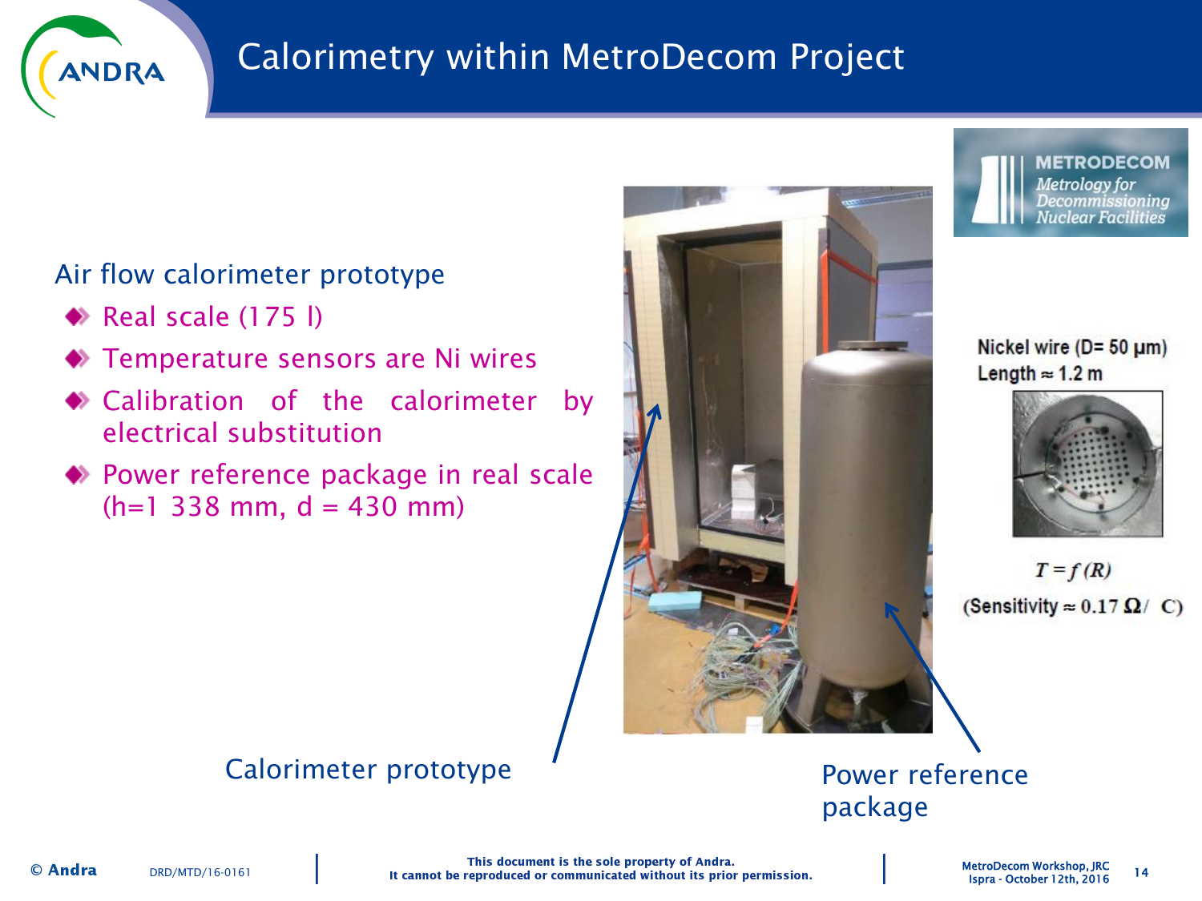# Calorimetry within MetroDecom Project

Air flow calorimeter prototype

- Real scale (175 l)
- Temperature sensors are Ni wires
- Calibration of the calorimeter by electrical substitution
- Power reference package in real scale (h=1 338 mm, d = 430 mm)

Nickel wire (D= 50 µm)
Length ≈ 1.2 m

$T = f(R)$
(Sensitivity ≈ 0.17 Ω/ C)

Calorimeter prototype

Power reference package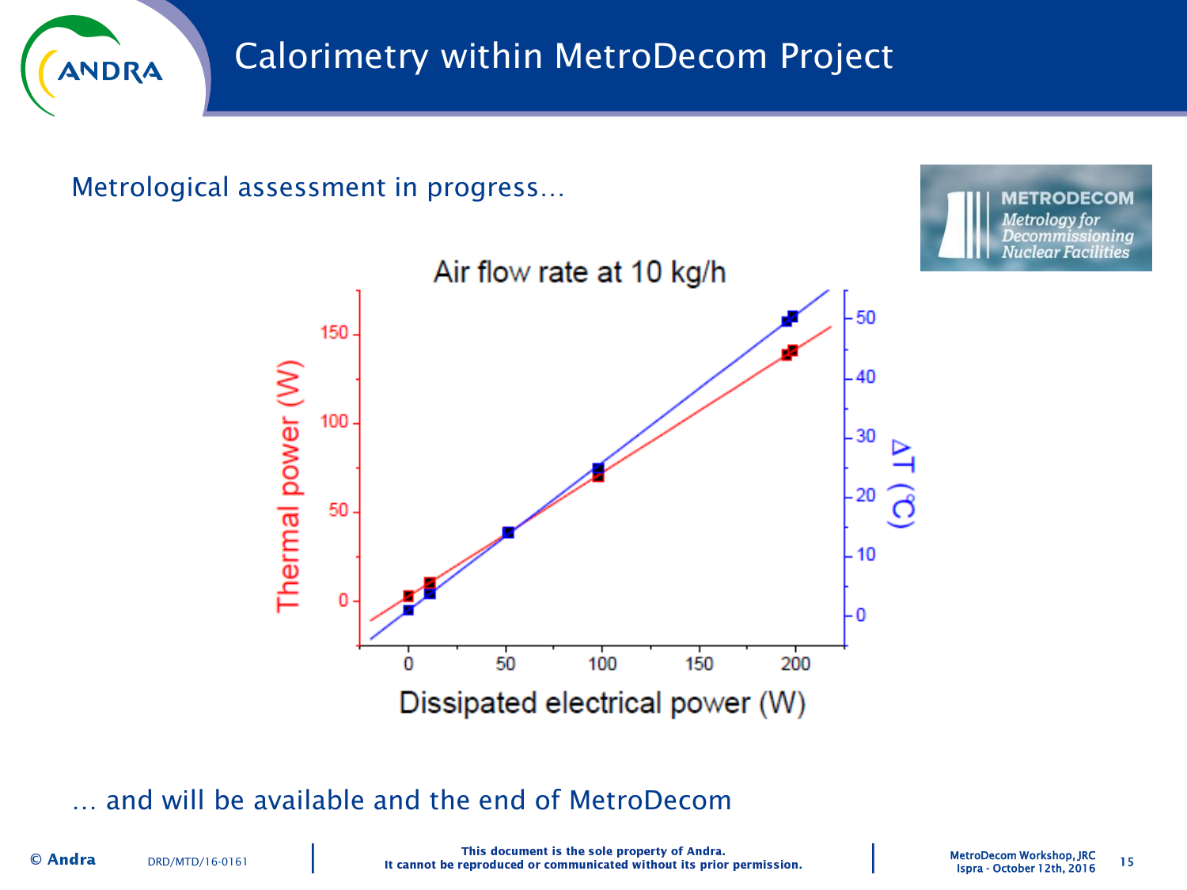# Calorimetry within MetroDecom Project

Metrological assessment in progress…

Air flow rate at 10 kg/h

… and will be available and the end of MetroDecom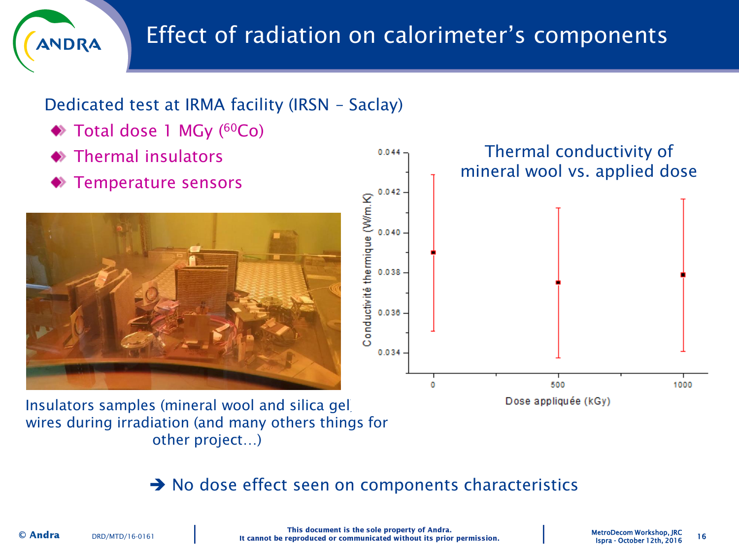# Effect of radiation on calorimeter's components

Dedicated test at IRMA facility (IRSN – Saclay)

- Total dose 1 MGy ($^{60}Co$)
- Thermal insulators
- Temperature sensors

Insulators samples (mineral wool and silica gel, wires during irradiation (and many others things for other project…)

Thermal conductivity of mineral wool vs. applied dose

➔ No dose effect seen on components characteristics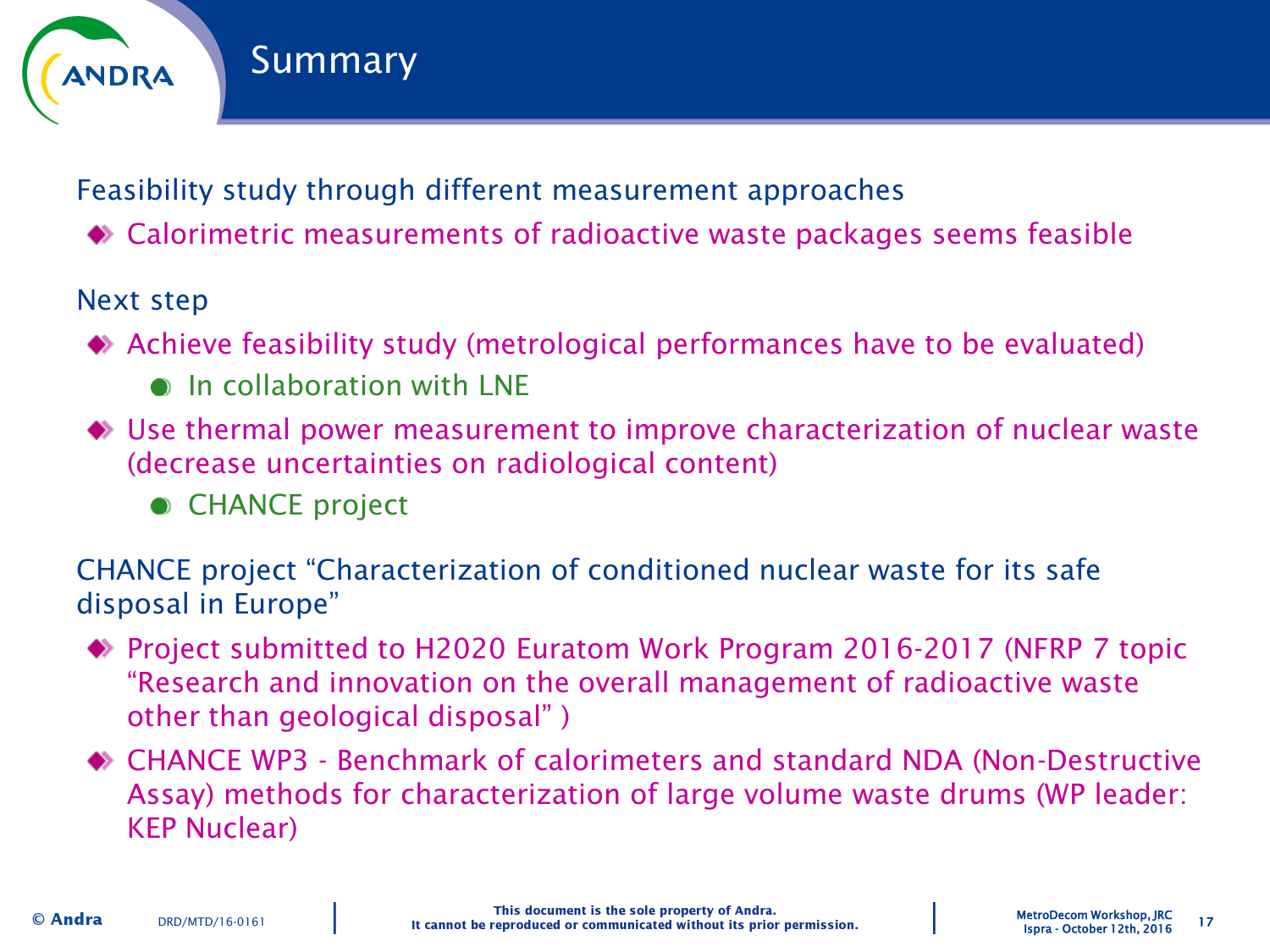# Summary

Feasibility study through different measurement approaches

- Calorimetric measurements of radioactive waste packages seems feasible

Next step

- Achieve feasibility study (metrological performances have to be evaluated)
  - In collaboration with LNE
- Use thermal power measurement to improve characterization of nuclear waste (decrease uncertainties on radiological content)
  - CHANCE project

CHANCE project “Characterization of conditioned nuclear waste for its safe disposal in Europe”

- Project submitted to H2020 Euratom Work Program 2016-2017 (NFRP 7 topic “Research and innovation on the overall management of radioactive waste other than geological disposal” )
- CHANCE WP3 - Benchmark of calorimeters and standard NDA (Non-Destructive Assay) methods for characterization of large volume waste drums (WP leader: KEP Nuclear)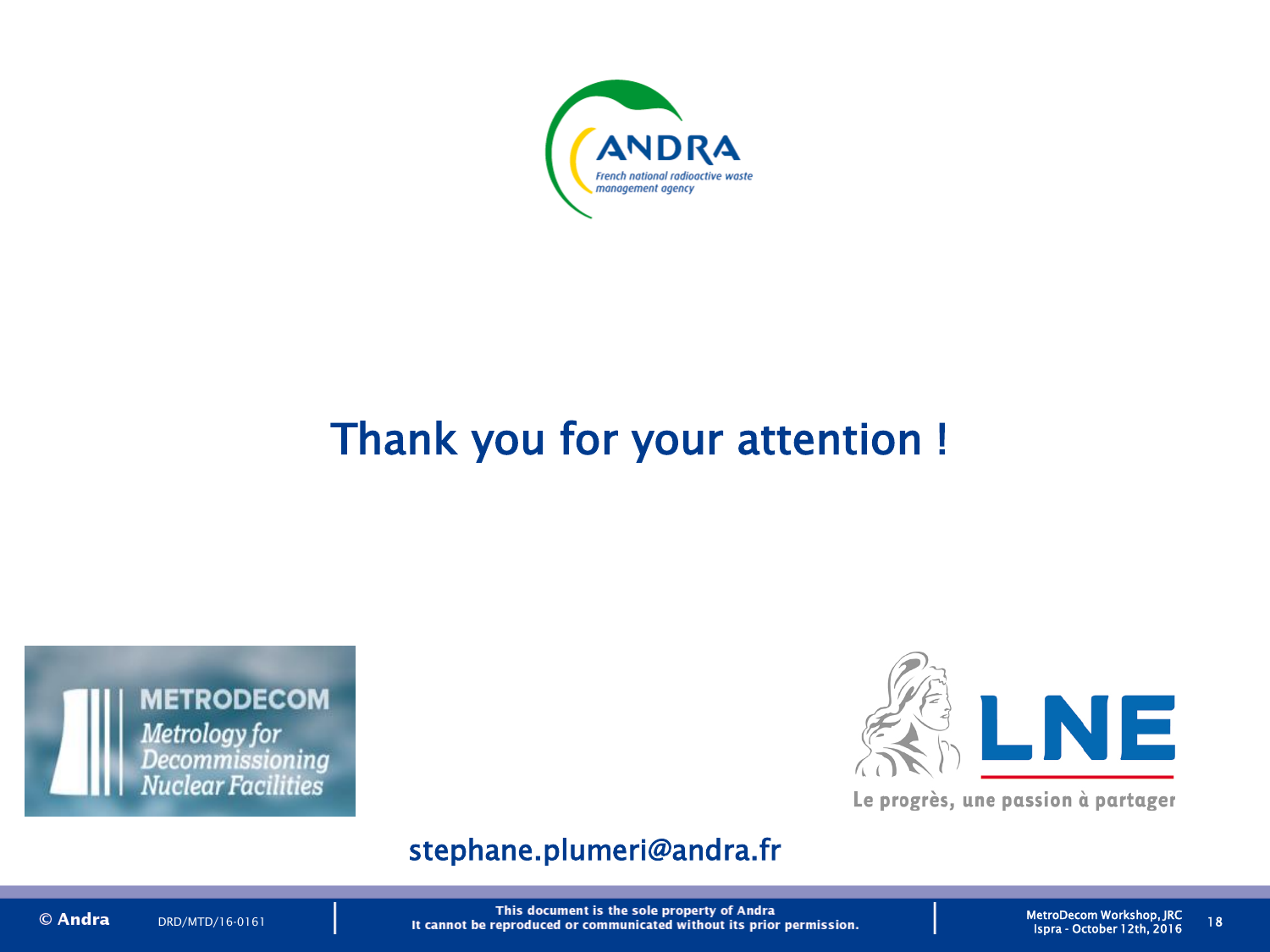# Thank you for your attention !

stephane.plumeri@andra.fr